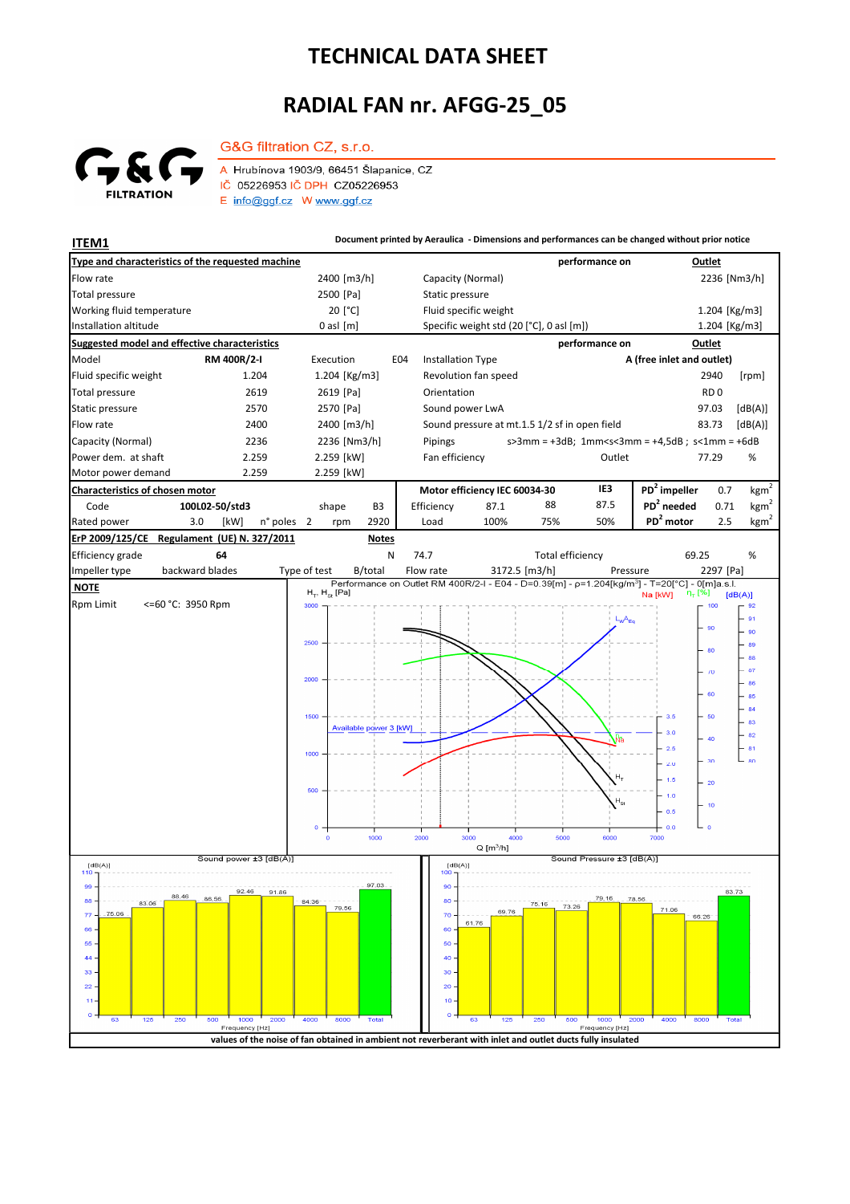# TECHNICAL DATA SHEET

# RADIAL FAN nr. AFGG-25_05

**G&G filtration CZ, s.r.o.**

A Hrubínova 1903/9, 66451 Šlapanice, CZ
IČ 05226953 IČ DPH CZ05226953
E info@ggf.cz W www.ggf.cz

## ITEM1

**Document printed by Aeraulica - Dimensions and performances can be changed without prior notice**

| **Type and characteristics of the requested machine** | | | **performance on** | **Outlet** |
|---|---|---|---|---|
| Flow rate | 2400 [m3/h] | Capacity (Normal) | | 2236 [Nm3/h] |
| Total pressure | 2500 [Pa] | Static pressure | | |
| Working fluid temperature | 20 [°C] | Fluid specific weight | | 1.204 [Kg/m3] |
| Installation altitude | 0 asl [m] | Specific weight std (20 [°C], 0 asl [m]) | | 1.204 [Kg/m3] |

| **Suggested model and effective characteristics** | | | | **performance on** | **Outlet** |
|---|---|---|---|---|---|
| Model | RM 400R/2-I | Execution E04 | Installation Type | A (free inlet and outlet) | |
| Fluid specific weight | 1.204 | 1.204 [Kg/m3] | Revolution fan speed | 2940 | [rpm] |
| Total pressure | 2619 | 2619 [Pa] | Orientation | RD 0 | |
| Static pressure | 2570 | 2570 [Pa] | Sound power LwA | 97.03 | [dB(A)] |
| Flow rate | 2400 | 2400 [m3/h] | Sound pressure at mt.1.5 1/2 sf in open field | 83.73 | [dB(A)] |
| Capacity (Normal) | 2236 | 2236 [Nm3/h] | Pipings | s>3mm = +3dB; 1mm<s<3mm = +4,5dB ; s<1mm = +6dB | |
| Power dem. at shaft | 2.259 | 2.259 [kW] | Fan efficiency Outlet | 77.29 | % |
| Motor power demand | 2.259 | 2.259 [kW] | | | |

| **Characteristics of chosen motor** | | | | **Motor efficiency IEC 60034-30** | | | IE3 | | | |
|---|---|---|---|---|---|---|---|---|---|---|
| Code | 100L02-50/std3 | shape | B3 | Efficiency | 87.1 | 88 | 87.5 | **PD² impeller** | 0.7 | kgm² |
| Rated power | 3.0 [kW] | n° poles 2 | rpm 2920 | Load | 100% | 75% | 50% | **PD² needed** | 0.71 | kgm² |
| | | | | | | | | **PD² motor** | 2.5 | kgm² |

| **ErP 2009/125/CE Regulament (UE) N. 327/2011** | | **Notes** | | | |
|---|---|---|---|---|---|
| Efficiency grade | 64 | N | 74.7 | Total efficiency | 69.25 % |
| Impeller type | backward blades | Type of test B/total | Flow rate 3172.5 [m3/h] | Pressure | 2297 [Pa] |

**NOTE**

Rpm Limit <=60 °C: 3950 Rpm

Performance on Outlet RM 400R/2-I - E04 - D=0.39[m] - ρ=1.204[kg/m³] - T=20[°C] - 0[m]a.s.l.

Available power 3 [kW]

Sound power ±3 [dB(A)]

| 63 | 125 | 250 | 500 | 1000 | 2000 | 4000 | 8000 | Total |
|---|---|---|---|---|---|---|---|---|
| 75.06 | 83.06 | 88.46 | 86.56 | 92.46 | 91.86 | 84.36 | 79.56 | 97.03 |

Sound Pressure ±3 [dB(A)]

| 63 | 125 | 250 | 500 | 1000 | 2000 | 4000 | 8000 | Total |
|---|---|---|---|---|---|---|---|---|
| 61.76 | 69.76 | 75.16 | 73.26 | 79.16 | 78.56 | 71.06 | 66.26 | 83.73 |

**values of the noise of fan obtained in ambient not reverberant with inlet and outlet ducts fully insulated**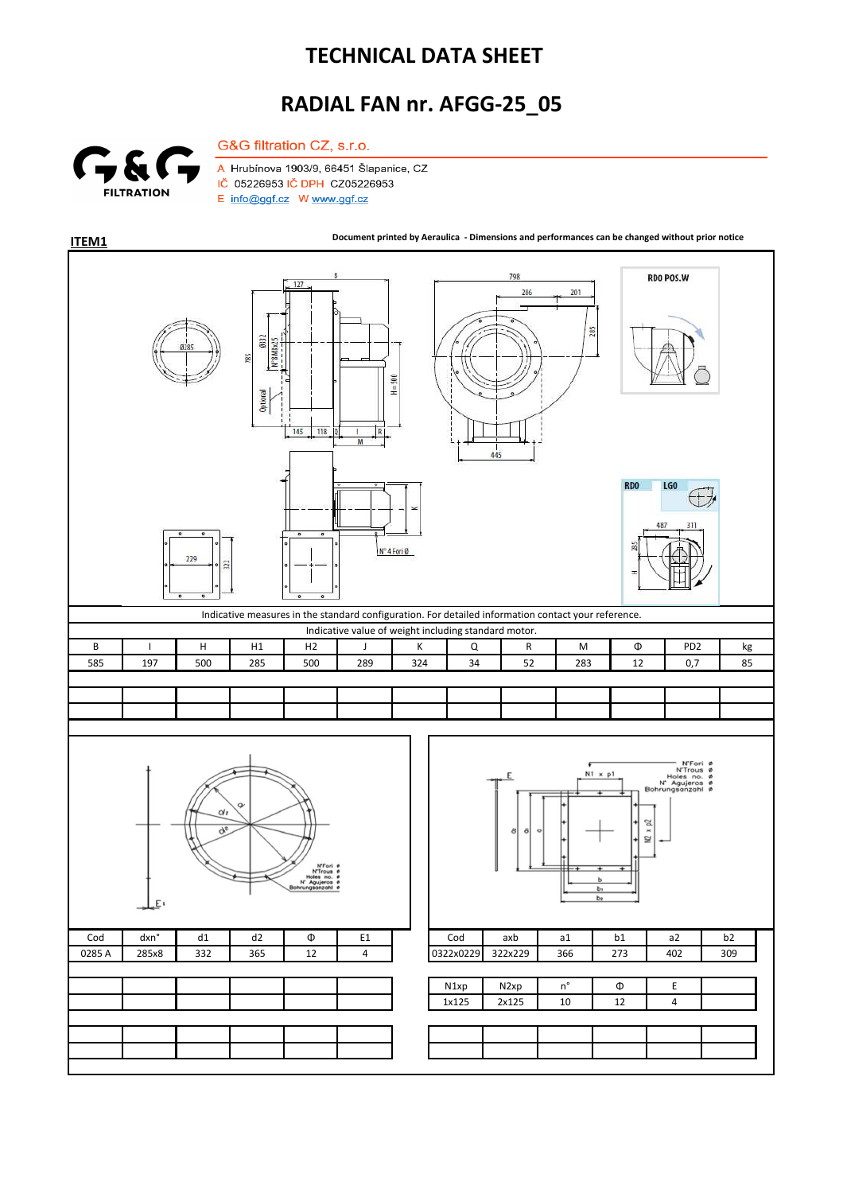# TECHNICAL DATA SHEET

## RADIAL FAN nr. AFGG-25_05

G&G filtration CZ, s.r.o.

A Hrubínova 1903/9, 66451 Šlapanice, CZ
IČ 05226953 IČ DPH CZ05226953
E info@ggf.cz W www.ggf.cz

**ITEM1**

**Document printed by Aeraulica - Dimensions and performances can be changed without prior notice**

Indicative measures in the standard configuration. For detailed information contact your reference.

Indicative value of weight including standard motor.

| B | I | H | H1 | H2 | J | K | Q | R | M | Φ | PD2 | kg |
|---|---|---|---|---|---|---|---|---|---|---|---|---|
| 585 | 197 | 500 | 285 | 500 | 289 | 324 | 34 | 52 | 283 | 12 | 0,7 | 85 |

| Cod | dxn° | d1 | d2 | Φ | E1 |
|---|---|---|---|---|---|
| 0285 A | 285x8 | 332 | 365 | 12 | 4 |

| Cod | axb | a1 | b1 | a2 | b2 |
|---|---|---|---|---|---|
| 0322x0229 | 322x229 | 366 | 273 | 402 | 309 |

| N1xp | N2xp | n° | Φ | E | |
|---|---|---|---|---|---|
| 1x125 | 2x125 | 10 | 12 | 4 | |